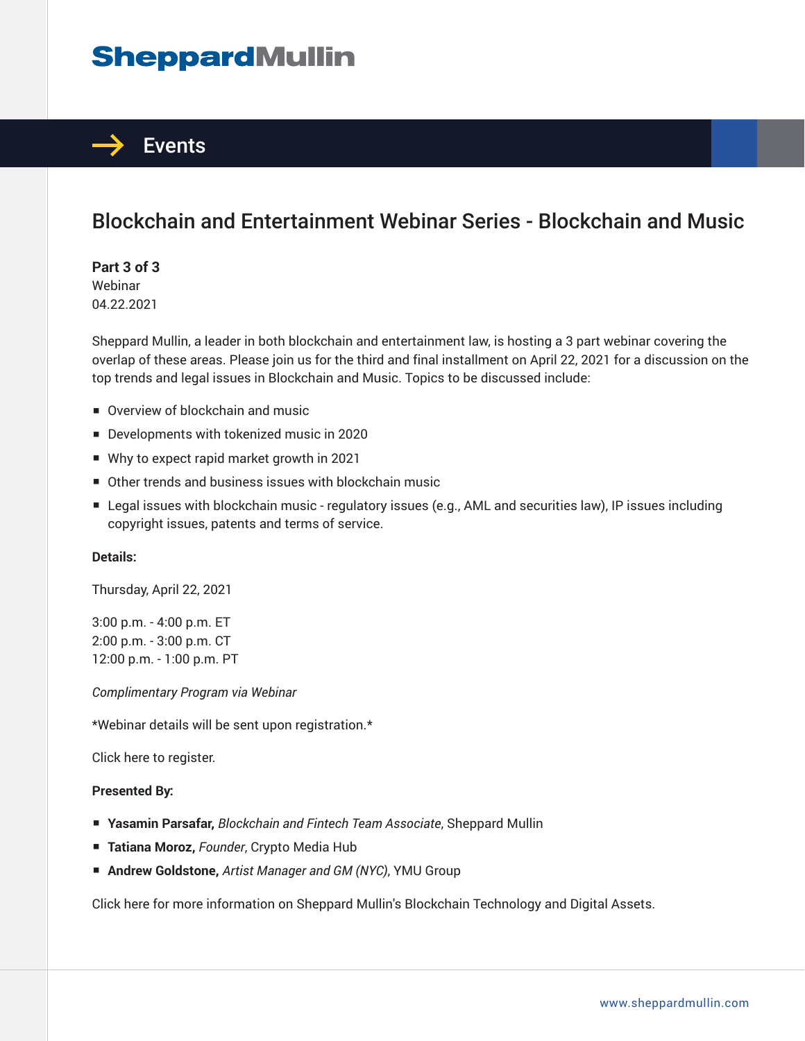# SheppardMullin

## Events

# Blockchain and Entertainment Webinar Series - Blockchain and Music

**Part 3 of 3**
Webinar
04.22.2021

Sheppard Mullin, a leader in both blockchain and entertainment law, is hosting a 3 part webinar covering the overlap of these areas. Please join us for the third and final installment on April 22, 2021 for a discussion on the top trends and legal issues in Blockchain and Music. Topics to be discussed include:

- Overview of blockchain and music
- Developments with tokenized music in 2020
- Why to expect rapid market growth in 2021
- Other trends and business issues with blockchain music
- Legal issues with blockchain music - regulatory issues (e.g., AML and securities law), IP issues including copyright issues, patents and terms of service.

**Details:**

Thursday, April 22, 2021

3:00 p.m. - 4:00 p.m. ET
2:00 p.m. - 3:00 p.m. CT
12:00 p.m. - 1:00 p.m. PT

*Complimentary Program via Webinar*

*Webinar details will be sent upon registration.*

Click here to register.

**Presented By:**

- **Yasamin Parsafar,** *Blockchain and Fintech Team Associate*, Sheppard Mullin
- **Tatiana Moroz,** *Founder*, Crypto Media Hub
- **Andrew Goldstone,** *Artist Manager and GM (NYC)*, YMU Group

Click here for more information on Sheppard Mullin's Blockchain Technology and Digital Assets.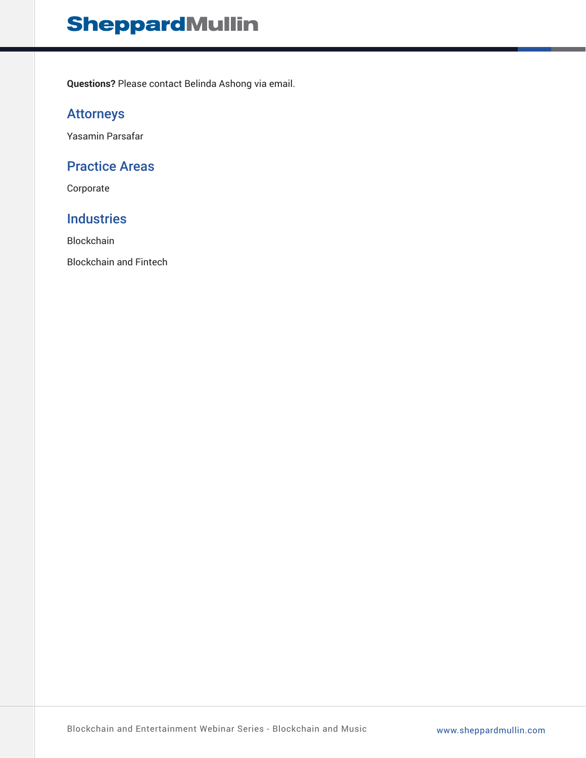**Questions?** Please contact Belinda Ashong via email.

## Attorneys

Yasamin Parsafar

## Practice Areas

Corporate

## Industries

Blockchain

Blockchain and Fintech